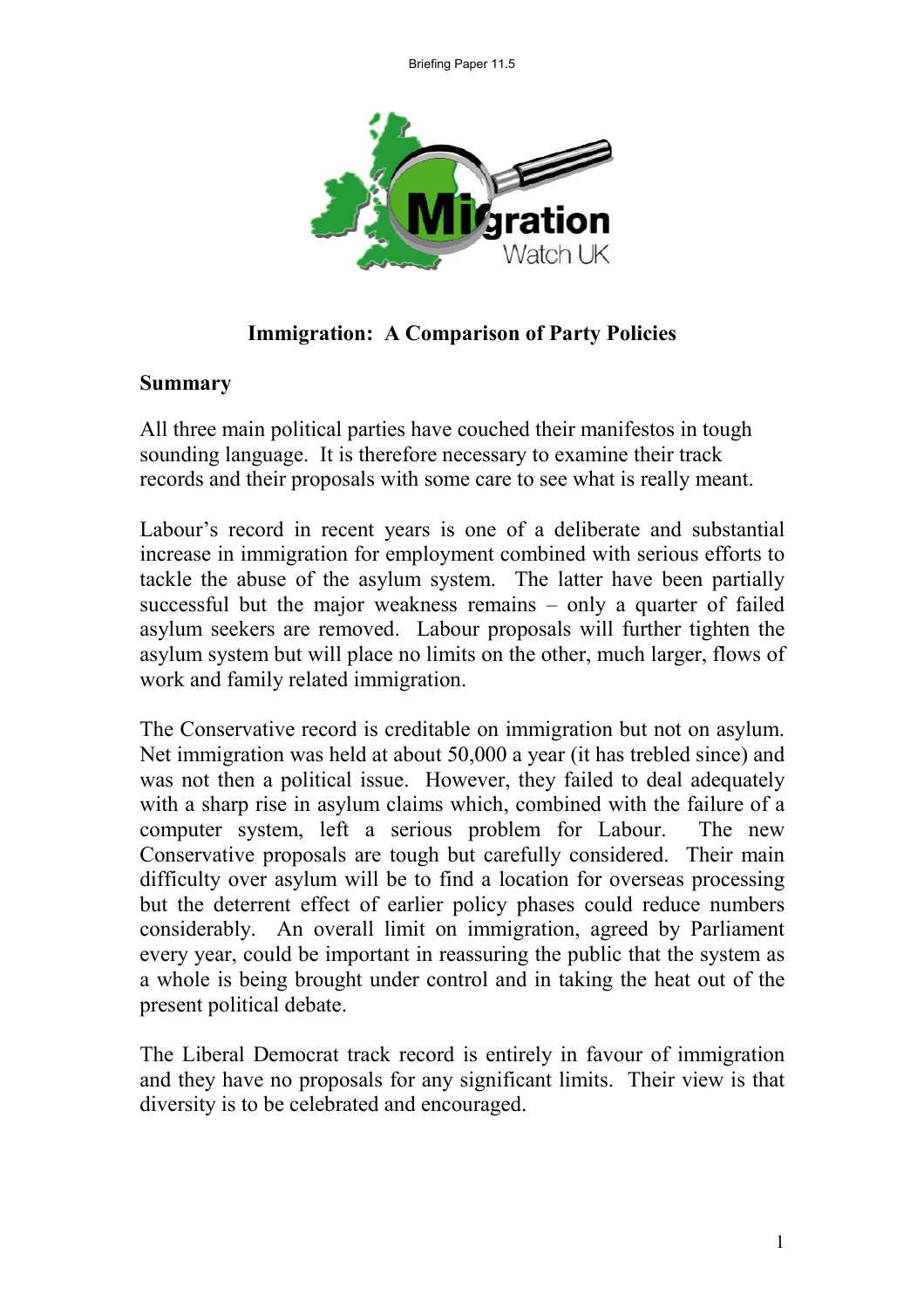# Immigration: A Comparison of Party Policies

## Summary

All three main political parties have couched their manifestos in tough sounding language. It is therefore necessary to examine their track records and their proposals with some care to see what is really meant.

Labour's record in recent years is one of a deliberate and substantial increase in immigration for employment combined with serious efforts to tackle the abuse of the asylum system. The latter have been partially successful but the major weakness remains – only a quarter of failed asylum seekers are removed. Labour proposals will further tighten the asylum system but will place no limits on the other, much larger, flows of work and family related immigration.

The Conservative record is creditable on immigration but not on asylum. Net immigration was held at about 50,000 a year (it has trebled since) and was not then a political issue. However, they failed to deal adequately with a sharp rise in asylum claims which, combined with the failure of a computer system, left a serious problem for Labour. The new Conservative proposals are tough but carefully considered. Their main difficulty over asylum will be to find a location for overseas processing but the deterrent effect of earlier policy phases could reduce numbers considerably. An overall limit on immigration, agreed by Parliament every year, could be important in reassuring the public that the system as a whole is being brought under control and in taking the heat out of the present political debate.

The Liberal Democrat track record is entirely in favour of immigration and they have no proposals for any significant limits. Their view is that diversity is to be celebrated and encouraged.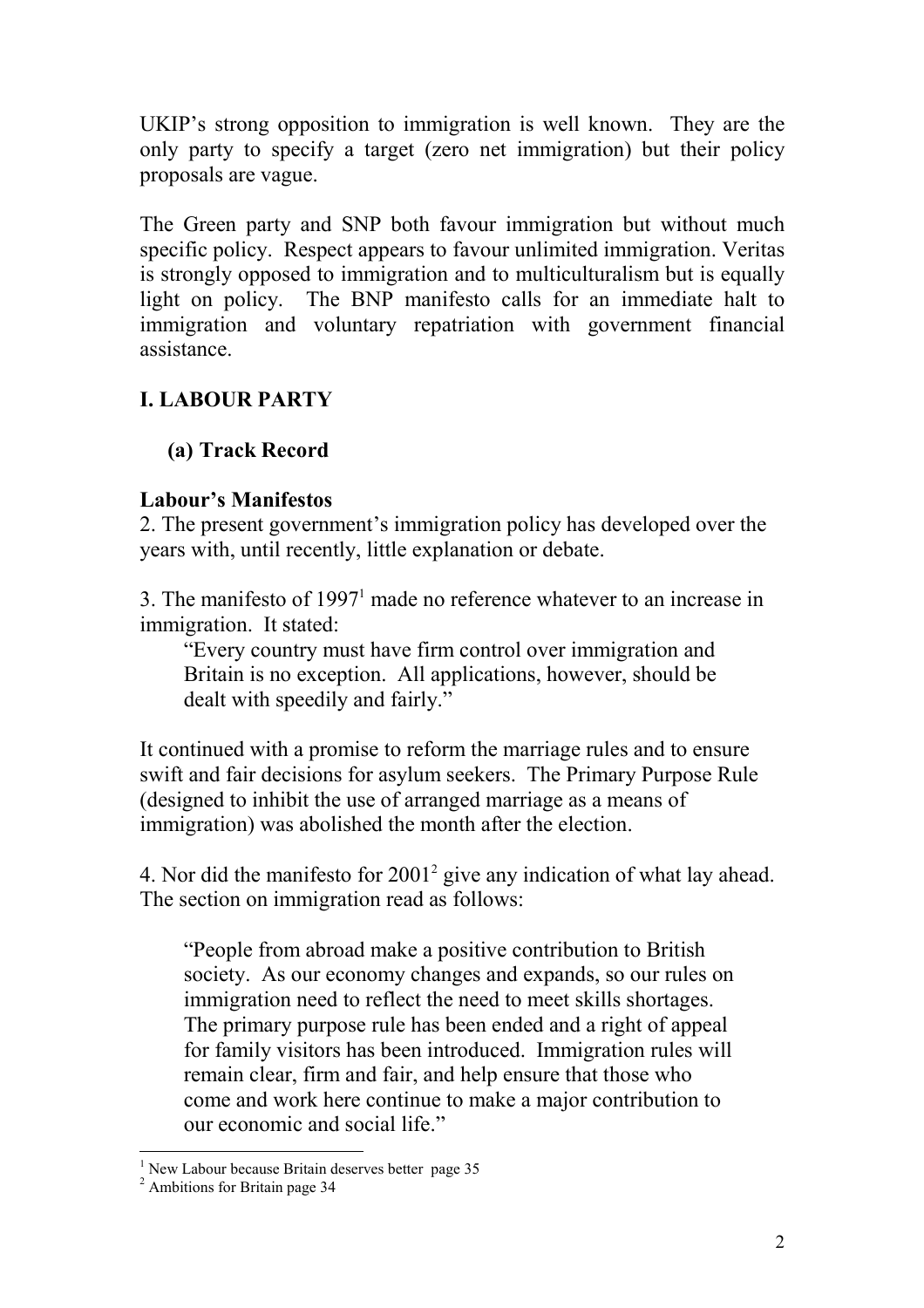UKIP's strong opposition to immigration is well known. They are the only party to specify a target (zero net immigration) but their policy proposals are vague.

The Green party and SNP both favour immigration but without much specific policy. Respect appears to favour unlimited immigration. Veritas is strongly opposed to immigration and to multiculturalism but is equally light on policy. The BNP manifesto calls for an immediate halt to immigration and voluntary repatriation with government financial assistance.

## I. LABOUR PARTY

### (a) Track Record

**Labour's Manifestos**

2. The present government's immigration policy has developed over the years with, until recently, little explanation or debate.

3. The manifesto of 1997[1] made no reference whatever to an increase in immigration. It stated:

> "Every country must have firm control over immigration and Britain is no exception. All applications, however, should be dealt with speedily and fairly."

It continued with a promise to reform the marriage rules and to ensure swift and fair decisions for asylum seekers. The Primary Purpose Rule (designed to inhibit the use of arranged marriage as a means of immigration) was abolished the month after the election.

4. Nor did the manifesto for 2001[2] give any indication of what lay ahead. The section on immigration read as follows:

> "People from abroad make a positive contribution to British society. As our economy changes and expands, so our rules on immigration need to reflect the need to meet skills shortages. The primary purpose rule has been ended and a right of appeal for family visitors has been introduced. Immigration rules will remain clear, firm and fair, and help ensure that those who come and work here continue to make a major contribution to our economic and social life."

---

[1] New Labour because Britain deserves better page 35

[2] Ambitions for Britain page 34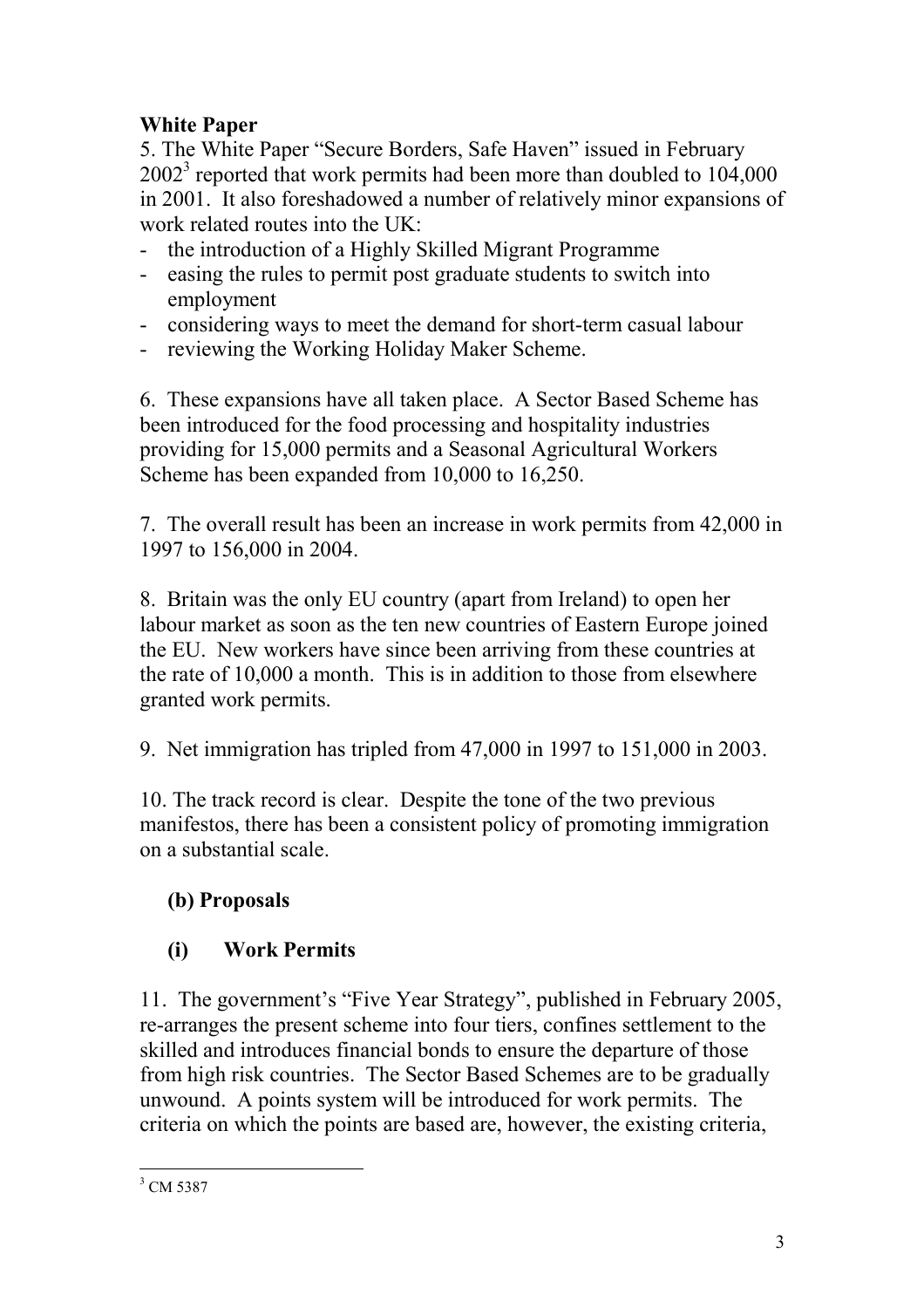**White Paper**

5. The White Paper "Secure Borders, Safe Haven" issued in February 2002[3] reported that work permits had been more than doubled to 104,000 in 2001. It also foreshadowed a number of relatively minor expansions of work related routes into the UK:

- the introduction of a Highly Skilled Migrant Programme
- easing the rules to permit post graduate students to switch into employment
- considering ways to meet the demand for short-term casual labour
- reviewing the Working Holiday Maker Scheme.

6. These expansions have all taken place. A Sector Based Scheme has been introduced for the food processing and hospitality industries providing for 15,000 permits and a Seasonal Agricultural Workers Scheme has been expanded from 10,000 to 16,250.

7. The overall result has been an increase in work permits from 42,000 in 1997 to 156,000 in 2004.

8. Britain was the only EU country (apart from Ireland) to open her labour market as soon as the ten new countries of Eastern Europe joined the EU. New workers have since been arriving from these countries at the rate of 10,000 a month. This is in addition to those from elsewhere granted work permits.

9. Net immigration has tripled from 47,000 in 1997 to 151,000 in 2003.

10. The track record is clear. Despite the tone of the two previous manifestos, there has been a consistent policy of promoting immigration on a substantial scale.

**(b) Proposals**

**(i) Work Permits**

11. The government's "Five Year Strategy", published in February 2005, re-arranges the present scheme into four tiers, confines settlement to the skilled and introduces financial bonds to ensure the departure of those from high risk countries. The Sector Based Schemes are to be gradually unwound. A points system will be introduced for work permits. The criteria on which the points are based are, however, the existing criteria,

---

[3] CM 5387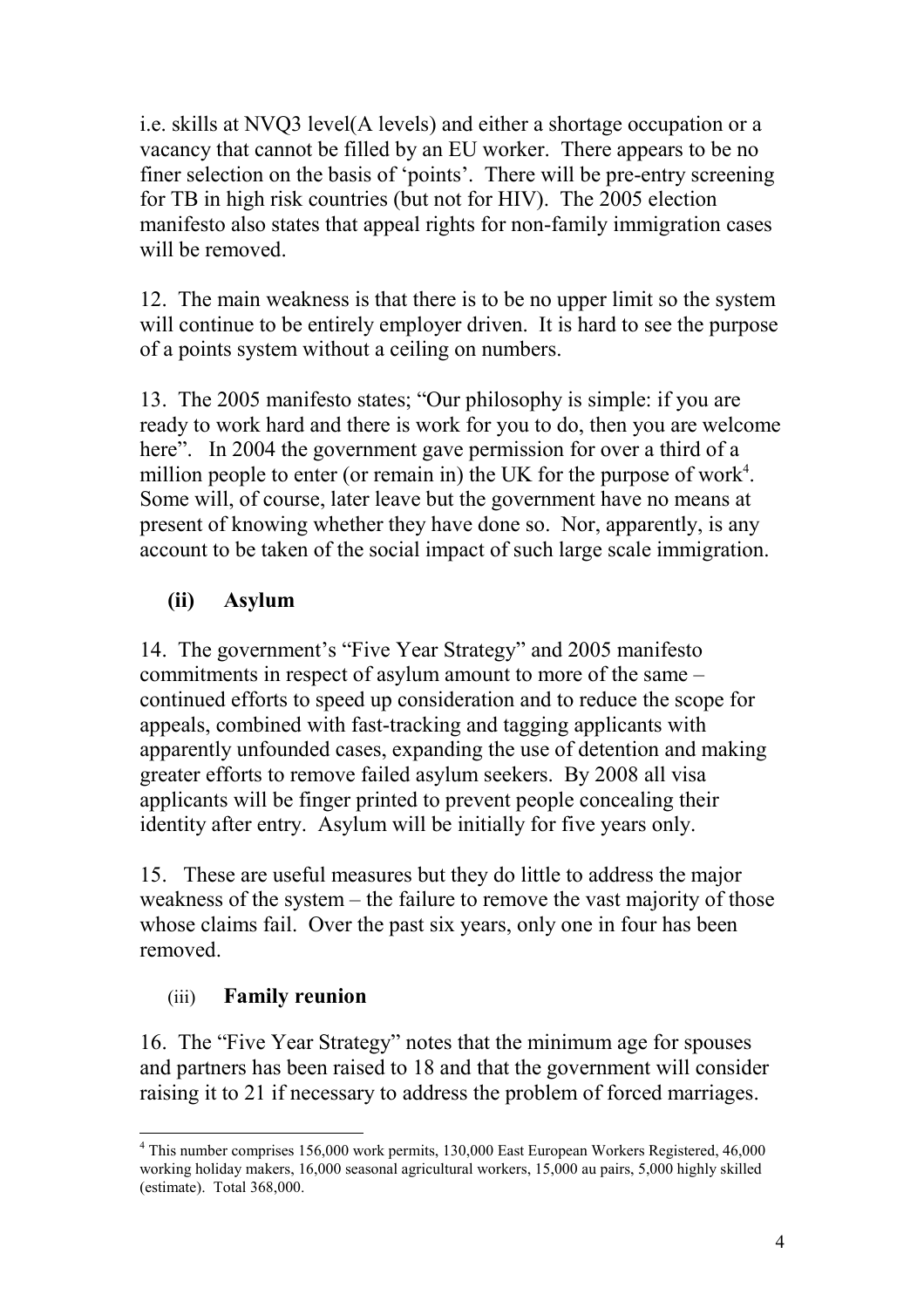i.e. skills at NVQ3 level(A levels) and either a shortage occupation or a vacancy that cannot be filled by an EU worker. There appears to be no finer selection on the basis of 'points'. There will be pre-entry screening for TB in high risk countries (but not for HIV). The 2005 election manifesto also states that appeal rights for non-family immigration cases will be removed.

12. The main weakness is that there is to be no upper limit so the system will continue to be entirely employer driven. It is hard to see the purpose of a points system without a ceiling on numbers.

13. The 2005 manifesto states; "Our philosophy is simple: if you are ready to work hard and there is work for you to do, then you are welcome here". In 2004 the government gave permission for over a third of a million people to enter (or remain in) the UK for the purpose of work[4]. Some will, of course, later leave but the government have no means at present of knowing whether they have done so. Nor, apparently, is any account to be taken of the social impact of such large scale immigration.

### (ii) Asylum

14. The government's "Five Year Strategy" and 2005 manifesto commitments in respect of asylum amount to more of the same – continued efforts to speed up consideration and to reduce the scope for appeals, combined with fast-tracking and tagging applicants with apparently unfounded cases, expanding the use of detention and making greater efforts to remove failed asylum seekers. By 2008 all visa applicants will be finger printed to prevent people concealing their identity after entry. Asylum will be initially for five years only.

15. These are useful measures but they do little to address the major weakness of the system – the failure to remove the vast majority of those whose claims fail. Over the past six years, only one in four has been removed.

### (iii) Family reunion

16. The "Five Year Strategy" notes that the minimum age for spouses and partners has been raised to 18 and that the government will consider raising it to 21 if necessary to address the problem of forced marriages.

---

[4] This number comprises 156,000 work permits, 130,000 East European Workers Registered, 46,000 working holiday makers, 16,000 seasonal agricultural workers, 15,000 au pairs, 5,000 highly skilled (estimate). Total 368,000.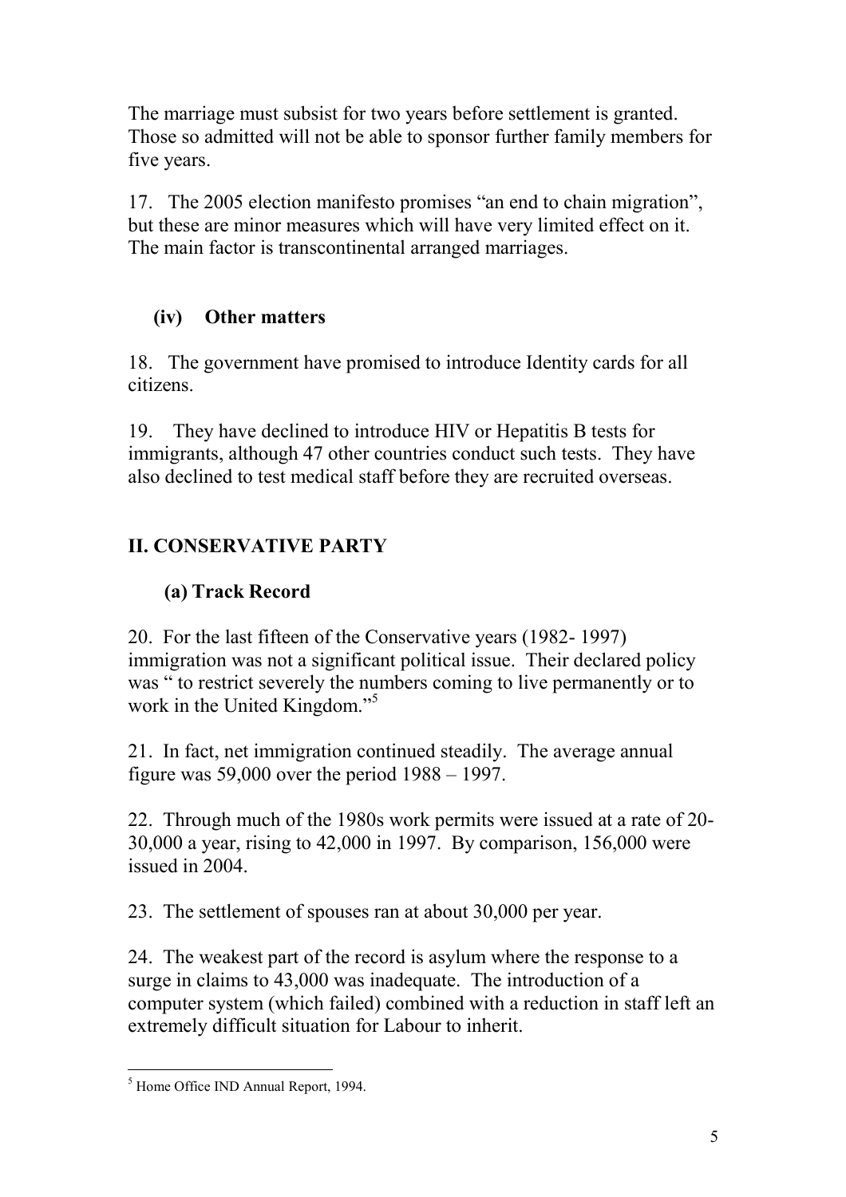The marriage must subsist for two years before settlement is granted. Those so admitted will not be able to sponsor further family members for five years.

17. The 2005 election manifesto promises "an end to chain migration", but these are minor measures which will have very limited effect on it. The main factor is transcontinental arranged marriages.

### (iv) Other matters

18. The government have promised to introduce Identity cards for all citizens.

19. They have declined to introduce HIV or Hepatitis B tests for immigrants, although 47 other countries conduct such tests. They have also declined to test medical staff before they are recruited overseas.

## II. CONSERVATIVE PARTY

### (a) Track Record

20. For the last fifteen of the Conservative years (1982- 1997) immigration was not a significant political issue. Their declared policy was " to restrict severely the numbers coming to live permanently or to work in the United Kingdom."[5]

21. In fact, net immigration continued steadily. The average annual figure was 59,000 over the period 1988 – 1997.

22. Through much of the 1980s work permits were issued at a rate of 20-30,000 a year, rising to 42,000 in 1997. By comparison, 156,000 were issued in 2004.

23. The settlement of spouses ran at about 30,000 per year.

24. The weakest part of the record is asylum where the response to a surge in claims to 43,000 was inadequate. The introduction of a computer system (which failed) combined with a reduction in staff left an extremely difficult situation for Labour to inherit.

[5] Home Office IND Annual Report, 1994.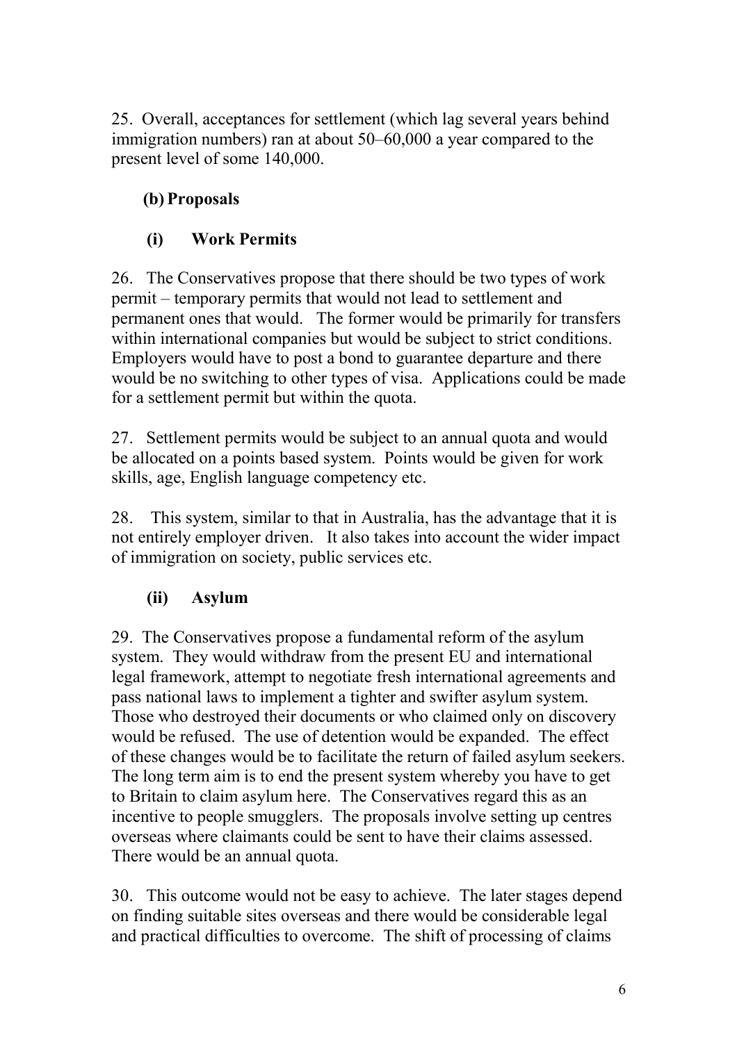25. Overall, acceptances for settlement (which lag several years behind immigration numbers) ran at about 50–60,000 a year compared to the present level of some 140,000.

### (b) Proposals

#### (i) Work Permits

26. The Conservatives propose that there should be two types of work permit – temporary permits that would not lead to settlement and permanent ones that would. The former would be primarily for transfers within international companies but would be subject to strict conditions. Employers would have to post a bond to guarantee departure and there would be no switching to other types of visa. Applications could be made for a settlement permit but within the quota.

27. Settlement permits would be subject to an annual quota and would be allocated on a points based system. Points would be given for work skills, age, English language competency etc.

28. This system, similar to that in Australia, has the advantage that it is not entirely employer driven. It also takes into account the wider impact of immigration on society, public services etc.

#### (ii) Asylum

29. The Conservatives propose a fundamental reform of the asylum system. They would withdraw from the present EU and international legal framework, attempt to negotiate fresh international agreements and pass national laws to implement a tighter and swifter asylum system. Those who destroyed their documents or who claimed only on discovery would be refused. The use of detention would be expanded. The effect of these changes would be to facilitate the return of failed asylum seekers. The long term aim is to end the present system whereby you have to get to Britain to claim asylum here. The Conservatives regard this as an incentive to people smugglers. The proposals involve setting up centres overseas where claimants could be sent to have their claims assessed. There would be an annual quota.

30. This outcome would not be easy to achieve. The later stages depend on finding suitable sites overseas and there would be considerable legal and practical difficulties to overcome. The shift of processing of claims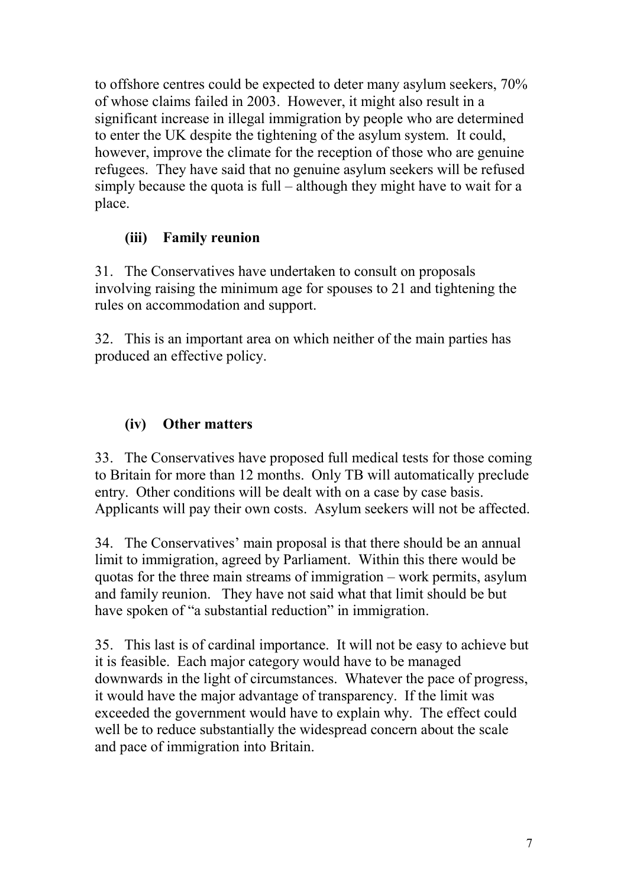to offshore centres could be expected to deter many asylum seekers, 70% of whose claims failed in 2003. However, it might also result in a significant increase in illegal immigration by people who are determined to enter the UK despite the tightening of the asylum system. It could, however, improve the climate for the reception of those who are genuine refugees. They have said that no genuine asylum seekers will be refused simply because the quota is full – although they might have to wait for a place.

### (iii) Family reunion

31. The Conservatives have undertaken to consult on proposals involving raising the minimum age for spouses to 21 and tightening the rules on accommodation and support.

32. This is an important area on which neither of the main parties has produced an effective policy.

### (iv) Other matters

33. The Conservatives have proposed full medical tests for those coming to Britain for more than 12 months. Only TB will automatically preclude entry. Other conditions will be dealt with on a case by case basis. Applicants will pay their own costs. Asylum seekers will not be affected.

34. The Conservatives' main proposal is that there should be an annual limit to immigration, agreed by Parliament. Within this there would be quotas for the three main streams of immigration – work permits, asylum and family reunion. They have not said what that limit should be but have spoken of "a substantial reduction" in immigration.

35. This last is of cardinal importance. It will not be easy to achieve but it is feasible. Each major category would have to be managed downwards in the light of circumstances. Whatever the pace of progress, it would have the major advantage of transparency. If the limit was exceeded the government would have to explain why. The effect could well be to reduce substantially the widespread concern about the scale and pace of immigration into Britain.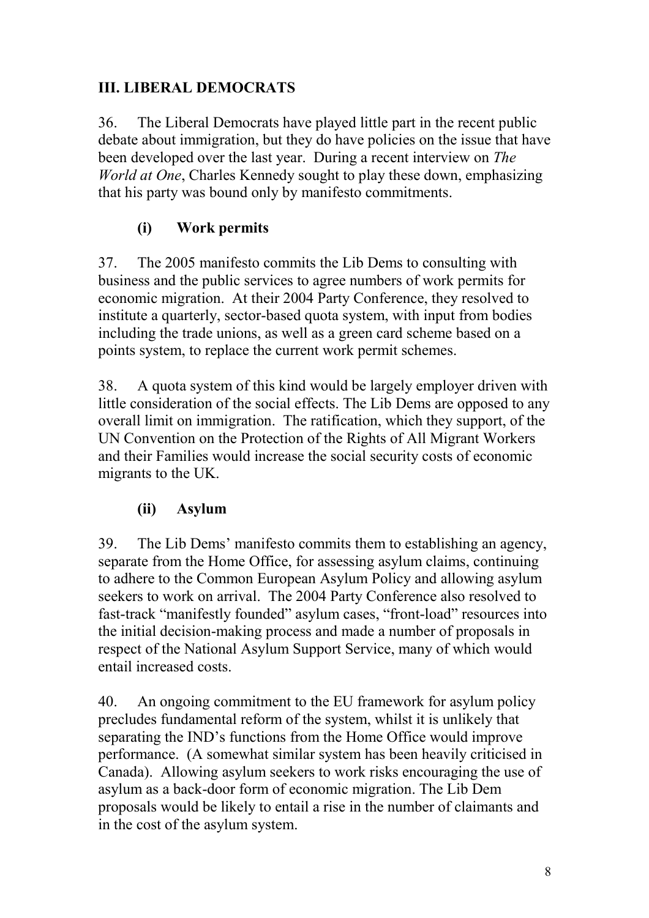## III. LIBERAL DEMOCRATS

36. The Liberal Democrats have played little part in the recent public debate about immigration, but they do have policies on the issue that have been developed over the last year. During a recent interview on *The World at One*, Charles Kennedy sought to play these down, emphasizing that his party was bound only by manifesto commitments.

### (i) Work permits

37. The 2005 manifesto commits the Lib Dems to consulting with business and the public services to agree numbers of work permits for economic migration. At their 2004 Party Conference, they resolved to institute a quarterly, sector-based quota system, with input from bodies including the trade unions, as well as a green card scheme based on a points system, to replace the current work permit schemes.

38. A quota system of this kind would be largely employer driven with little consideration of the social effects. The Lib Dems are opposed to any overall limit on immigration. The ratification, which they support, of the UN Convention on the Protection of the Rights of All Migrant Workers and their Families would increase the social security costs of economic migrants to the UK.

### (ii) Asylum

39. The Lib Dems' manifesto commits them to establishing an agency, separate from the Home Office, for assessing asylum claims, continuing to adhere to the Common European Asylum Policy and allowing asylum seekers to work on arrival. The 2004 Party Conference also resolved to fast-track "manifestly founded" asylum cases, "front-load" resources into the initial decision-making process and made a number of proposals in respect of the National Asylum Support Service, many of which would entail increased costs.

40. An ongoing commitment to the EU framework for asylum policy precludes fundamental reform of the system, whilst it is unlikely that separating the IND's functions from the Home Office would improve performance. (A somewhat similar system has been heavily criticised in Canada). Allowing asylum seekers to work risks encouraging the use of asylum as a back-door form of economic migration. The Lib Dem proposals would be likely to entail a rise in the number of claimants and in the cost of the asylum system.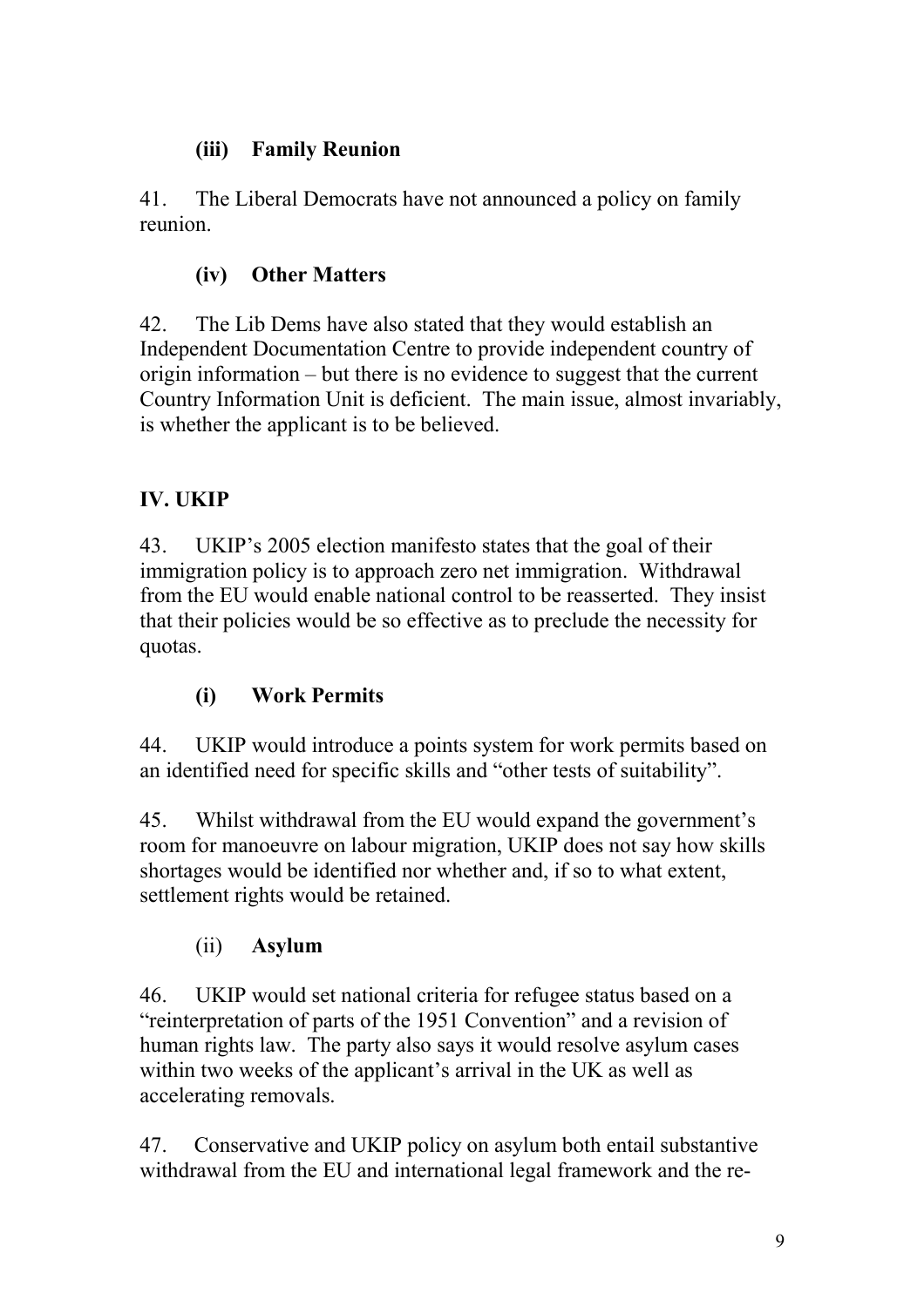### (iii) Family Reunion

41. The Liberal Democrats have not announced a policy on family reunion.

### (iv) Other Matters

42. The Lib Dems have also stated that they would establish an Independent Documentation Centre to provide independent country of origin information – but there is no evidence to suggest that the current Country Information Unit is deficient. The main issue, almost invariably, is whether the applicant is to be believed.

## IV. UKIP

43. UKIP's 2005 election manifesto states that the goal of their immigration policy is to approach zero net immigration. Withdrawal from the EU would enable national control to be reasserted. They insist that their policies would be so effective as to preclude the necessity for quotas.

### (i) Work Permits

44. UKIP would introduce a points system for work permits based on an identified need for specific skills and "other tests of suitability".

45. Whilst withdrawal from the EU would expand the government's room for manoeuvre on labour migration, UKIP does not say how skills shortages would be identified nor whether and, if so to what extent, settlement rights would be retained.

### (ii) Asylum

46. UKIP would set national criteria for refugee status based on a "reinterpretation of parts of the 1951 Convention" and a revision of human rights law. The party also says it would resolve asylum cases within two weeks of the applicant's arrival in the UK as well as accelerating removals.

47. Conservative and UKIP policy on asylum both entail substantive withdrawal from the EU and international legal framework and the re-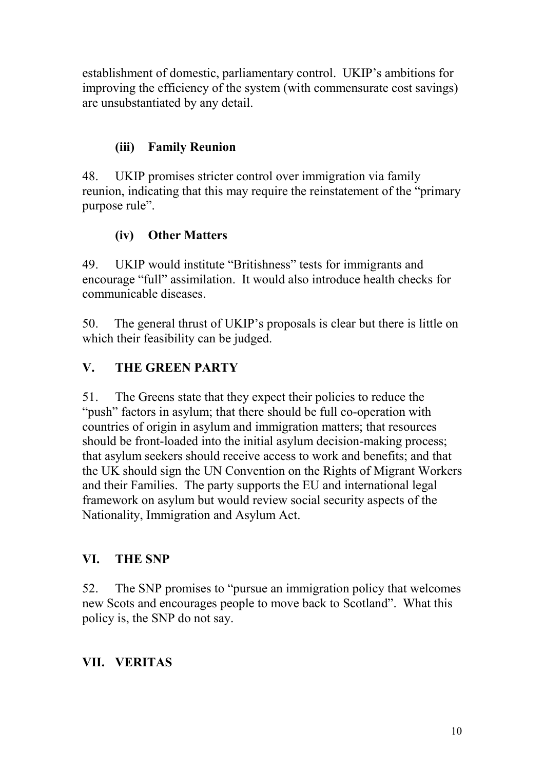establishment of domestic, parliamentary control. UKIP's ambitions for improving the efficiency of the system (with commensurate cost savings) are unsubstantiated by any detail.

### (iii) Family Reunion

48. UKIP promises stricter control over immigration via family reunion, indicating that this may require the reinstatement of the "primary purpose rule".

### (iv) Other Matters

49. UKIP would institute "Britishness" tests for immigrants and encourage "full" assimilation. It would also introduce health checks for communicable diseases.

50. The general thrust of UKIP's proposals is clear but there is little on which their feasibility can be judged.

## V. THE GREEN PARTY

51. The Greens state that they expect their policies to reduce the "push" factors in asylum; that there should be full co-operation with countries of origin in asylum and immigration matters; that resources should be front-loaded into the initial asylum decision-making process; that asylum seekers should receive access to work and benefits; and that the UK should sign the UN Convention on the Rights of Migrant Workers and their Families. The party supports the EU and international legal framework on asylum but would review social security aspects of the Nationality, Immigration and Asylum Act.

## VI. THE SNP

52. The SNP promises to "pursue an immigration policy that welcomes new Scots and encourages people to move back to Scotland". What this policy is, the SNP do not say.

## VII. VERITAS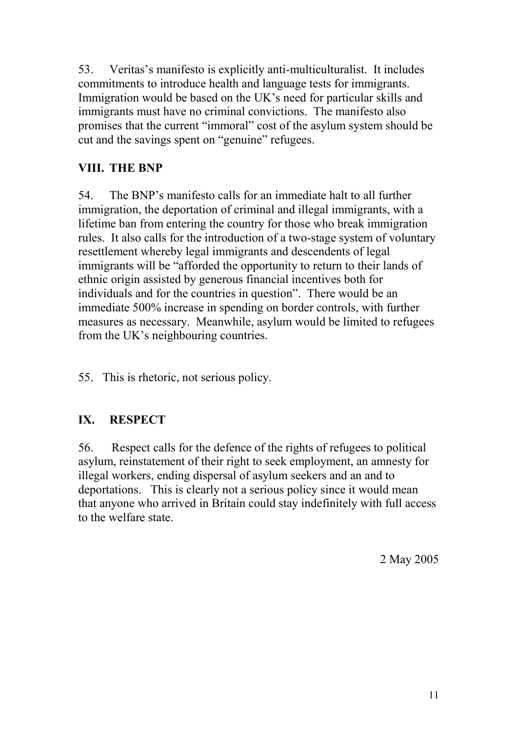53. Veritas's manifesto is explicitly anti-multiculturalist. It includes commitments to introduce health and language tests for immigrants. Immigration would be based on the UK's need for particular skills and immigrants must have no criminal convictions. The manifesto also promises that the current "immoral" cost of the asylum system should be cut and the savings spent on "genuine" refugees.

## VIII. THE BNP

54. The BNP's manifesto calls for an immediate halt to all further immigration, the deportation of criminal and illegal immigrants, with a lifetime ban from entering the country for those who break immigration rules. It also calls for the introduction of a two-stage system of voluntary resettlement whereby legal immigrants and descendents of legal immigrants will be "afforded the opportunity to return to their lands of ethnic origin assisted by generous financial incentives both for individuals and for the countries in question". There would be an immediate 500% increase in spending on border controls, with further measures as necessary. Meanwhile, asylum would be limited to refugees from the UK's neighbouring countries.

55. This is rhetoric, not serious policy.

## IX. RESPECT

56. Respect calls for the defence of the rights of refugees to political asylum, reinstatement of their right to seek employment, an amnesty for illegal workers, ending dispersal of asylum seekers and an and to deportations. This is clearly not a serious policy since it would mean that anyone who arrived in Britain could stay indefinitely with full access to the welfare state.

2 May 2005